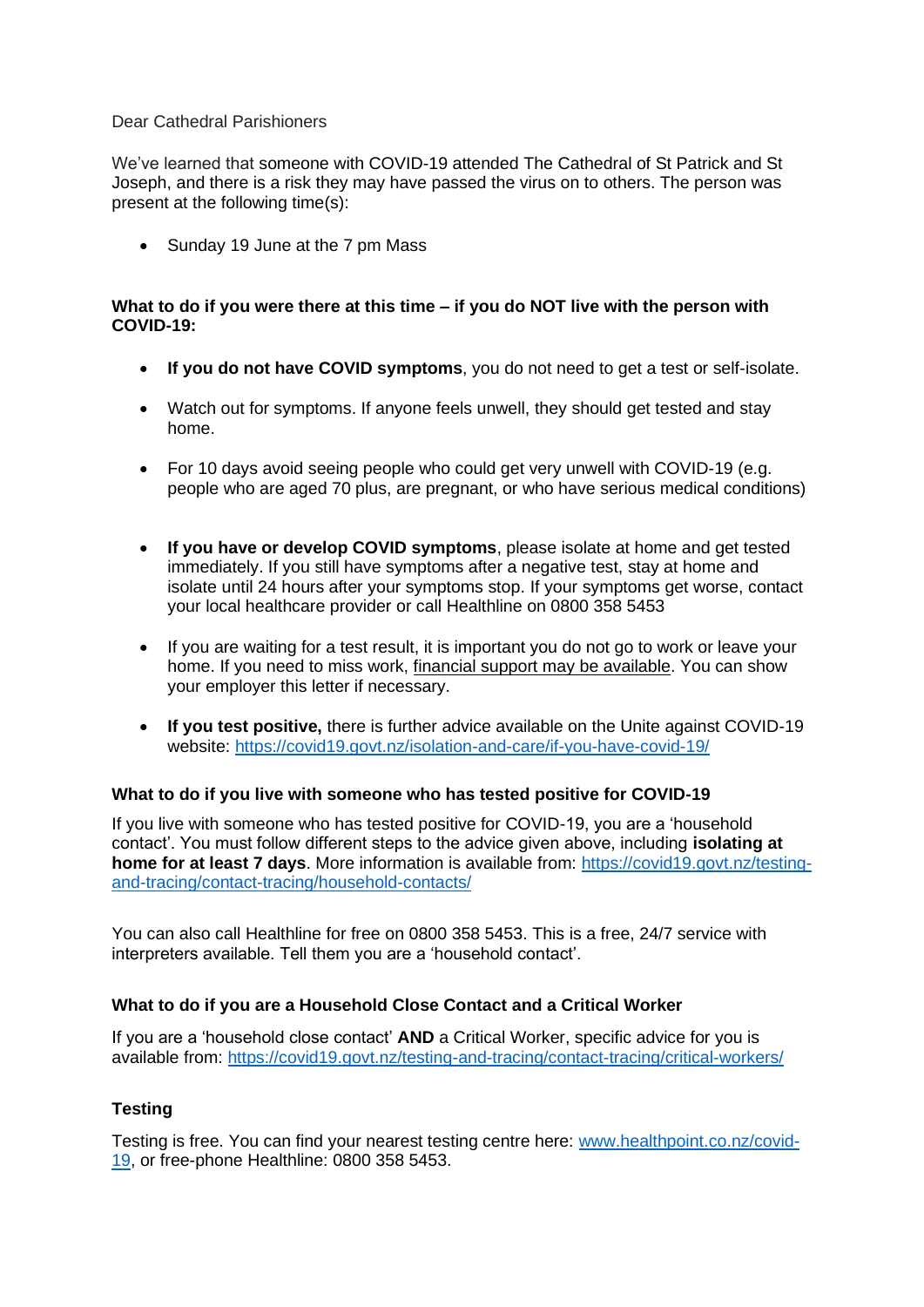Dear Cathedral Parishioners

We've learned that someone with COVID-19 attended The Cathedral of St Patrick and St Joseph, and there is a risk they may have passed the virus on to others. The person was present at the following time(s):

- Sunday 19 June at the 7 pm Mass

**What to do if you were there at this time – if you do NOT live with the person with COVID-19:**

- **If you do not have COVID symptoms**, you do not need to get a test or self-isolate.
- Watch out for symptoms. If anyone feels unwell, they should get tested and stay home.
- For 10 days avoid seeing people who could get very unwell with COVID-19 (e.g. people who are aged 70 plus, are pregnant, or who have serious medical conditions)
- **If you have or develop COVID symptoms**, please isolate at home and get tested immediately. If you still have symptoms after a negative test, stay at home and isolate until 24 hours after your symptoms stop. If your symptoms get worse, contact your local healthcare provider or call Healthline on 0800 358 5453
- If you are waiting for a test result, it is important you do not go to work or leave your home. If you need to miss work, financial support may be available. You can show your employer this letter if necessary.
- **If you test positive,** there is further advice available on the Unite against COVID-19 website: https://covid19.govt.nz/isolation-and-care/if-you-have-covid-19/

**What to do if you live with someone who has tested positive for COVID-19**

If you live with someone who has tested positive for COVID-19, you are a 'household contact'. You must follow different steps to the advice given above, including **isolating at home for at least 7 days**. More information is available from: https://covid19.govt.nz/testing-and-tracing/contact-tracing/household-contacts/

You can also call Healthline for free on 0800 358 5453. This is a free, 24/7 service with interpreters available. Tell them you are a 'household contact'.

**What to do if you are a Household Close Contact and a Critical Worker**

If you are a 'household close contact' **AND** a Critical Worker, specific advice for you is available from: https://covid19.govt.nz/testing-and-tracing/contact-tracing/critical-workers/

**Testing**

Testing is free. You can find your nearest testing centre here: www.healthpoint.co.nz/covid-19, or free-phone Healthline: 0800 358 5453.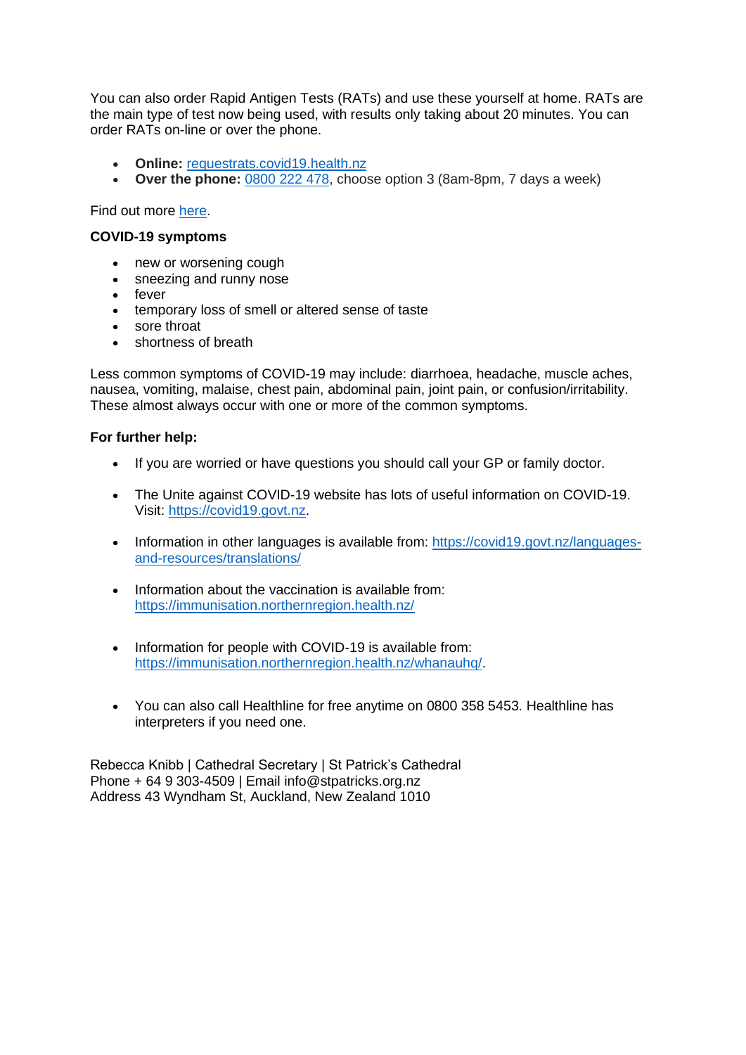You can also order Rapid Antigen Tests (RATs) and use these yourself at home. RATs are the main type of test now being used, with results only taking about 20 minutes. You can order RATs on-line or over the phone.

- **Online:** requestrats.covid19.health.nz
- **Over the phone:** 0800 222 478, choose option 3 (8am-8pm, 7 days a week)

Find out more here.

**COVID-19 symptoms**

- new or worsening cough
- sneezing and runny nose
- fever
- temporary loss of smell or altered sense of taste
- sore throat
- shortness of breath

Less common symptoms of COVID-19 may include: diarrhoea, headache, muscle aches, nausea, vomiting, malaise, chest pain, abdominal pain, joint pain, or confusion/irritability. These almost always occur with one or more of the common symptoms.

**For further help:**

- If you are worried or have questions you should call your GP or family doctor.
- The Unite against COVID-19 website has lots of useful information on COVID-19. Visit: https://covid19.govt.nz.
- Information in other languages is available from: https://covid19.govt.nz/languages-and-resources/translations/
- Information about the vaccination is available from: https://immunisation.northernregion.health.nz/
- Information for people with COVID-19 is available from: https://immunisation.northernregion.health.nz/whanauhq/.
- You can also call Healthline for free anytime on 0800 358 5453. Healthline has interpreters if you need one.

Rebecca Knibb | Cathedral Secretary | St Patrick's Cathedral
Phone + 64 9 303-4509 | Email info@stpatricks.org.nz
Address 43 Wyndham St, Auckland, New Zealand 1010